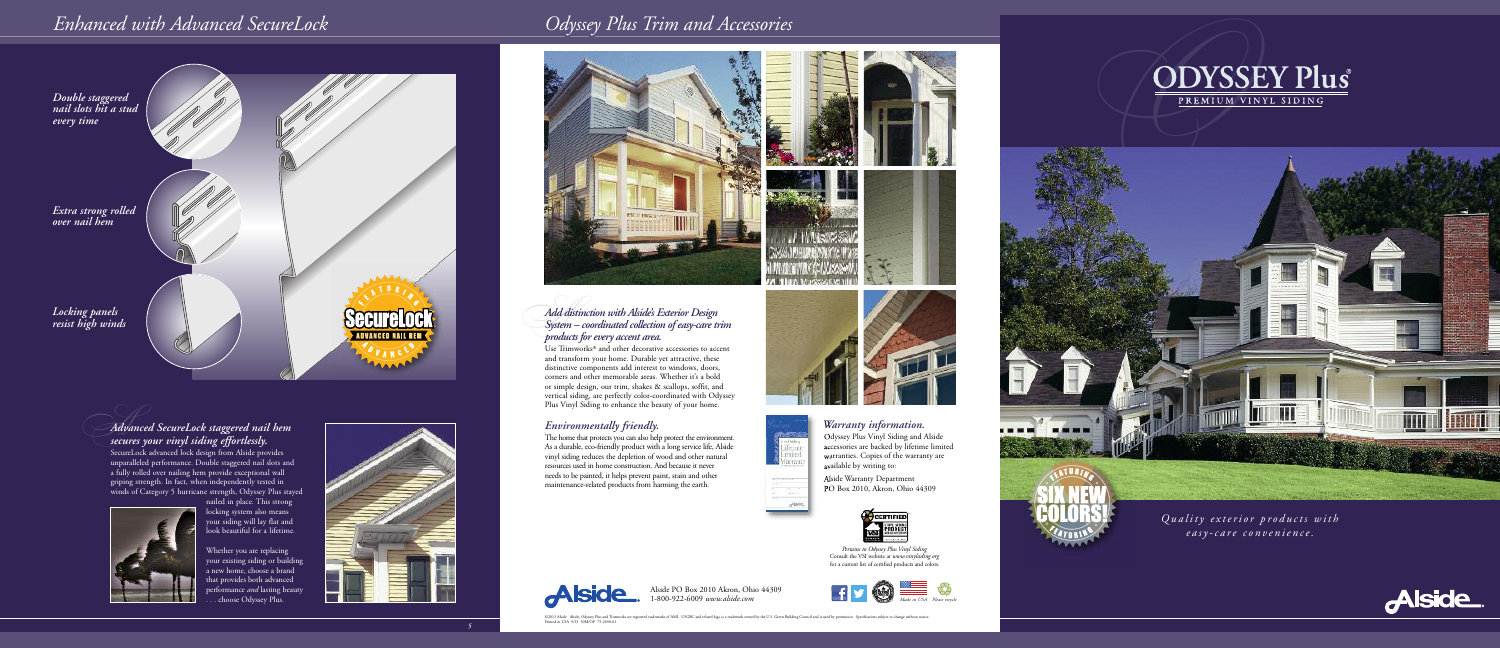## Enhanced with Advanced SecureLock

*Double staggered nail slots hit a stud every time*

*Extra strong rolled over nail hem*

*Locking panels resist high winds*

FEATURING SecureLock ADVANCED NAIL HEM ADVANCED

### *Advanced SecureLock staggered nail hem secures your vinyl siding effortlessly.*

SecureLock advanced lock design from Alside provides unparalleled performance. Double staggered nail slots and a fully rolled over nailing hem provide exceptional wall griping strength. In fact, when independently tested in winds of Category 5 hurricane strength, Odyssey Plus stayed nailed in place. This strong locking system also means your siding will lay flat and look beautiful for a lifetime.

Whether you are replacing your existing siding or building a new home, choose a brand that provides both advanced performance *and* lasting beauty . . . choose Odyssey Plus.

## Odyssey Plus Trim and Accessories

### *Add distinction with Alside's Exterior Design System – coordinated collection of easy-care trim products for every accent area.*

Use Trimworks® and other decorative accessories to accent and transform your home. Durable yet attractive, these distinctive components add interest to windows, doors, corners and other memorable areas. Whether it's a bold or simple design, our trim, shakes & scallops, soffit, and vertical siding, are perfectly color-coordinated with Odyssey Plus Vinyl Siding to enhance the beauty of your home.

### *Environmentally friendly.*

The home that protects you can also help protect the environment. As a durable, eco-friendly product with a long service life, Alside vinyl siding reduces the depletion of wood and other natural resources used in home construction. And because it never needs to be painted, it helps prevent paint, stain and other maintenance-related products from harming the earth.

### *Warranty information.*

Odyssey Plus Vinyl Siding and Alside accessories are backed by lifetime limited warranties. Copies of the warranty are available by writing to:

Alside Warranty Department
PO Box 2010, Akron, Ohio 44309

*Pertains to Odyssey Plus Vinyl Siding*
Consult the VSI website at *www.vinylsiding.org* for a current list of certified products and colors.

Alside PO Box 2010 Akron, Ohio 44309
1-800-922-6009 *www.alside.com*

*Made in USA* *Please recycle*

©2013 Alside. Alside, Odyssey Plus and Trimworks are registered trademarks of AMI. USGBC and related logo is a trademark owned by the U.S. Green Building Council and is used by permission. Specifications subject to change without notice.
Printed in USA 9/13 SM&OP 75-2606-01

# ODYSSEY Plus®

PREMIUM VINYL SIDING

FEATURING SIX NEW COLORS! FEATURING

*Quality exterior products with easy-care convenience.*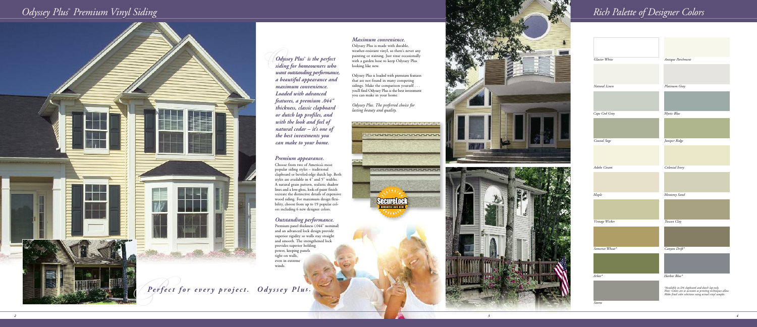# Odyssey Plus® Premium Vinyl Siding

*Odyssey Plus® is the perfect siding for homeowners who want outstanding performance, a beautiful appearance and maximum convenience. Loaded with advanced features, a premium .044" thickness, classic clapboard or dutch lap profiles, and with the look and feel of natural cedar – it's one of the best investments you can make to your home.*

### *Premium appearance.*

Choose from two of America's most popular siding styles – traditional clapboard or beveled-edge dutch lap. Both styles are available in 4" and 5" widths. A natural grain pattern, realistic shadow lines and a low-gloss, look-of-paint finish recreate the distinctive details of expensive wood siding. For maximum design flexibility, choose from up to 19 popular colors including 6 new designer colors.

### *Outstanding performance.*

Premium panel thickness (.044" nominal) and an advanced lock design provide superior rigidity so walls stay straight and smooth. The strengthened lock provides superior holding power, keeping panels tight on walls, even in extreme winds.

### *Maximum convenience.*

Odyssey Plus is made with durable, weather-resistant vinyl, so there's never any painting or staining. Just rinse occasionally with a garden hose to keep Odyssey Plus looking like new.

Odyssey Plus is loaded with premium features that are not found in many competing sidings. Make the comparison yourself . . . you'll find Odyssey Plus is the best investment you can make in your home.

*Odyssey Plus. The preferred choice for lasting beauty and quality.*

SecureLock

*Perfect for every project. Odyssey Plus.*

# Rich Palette of Designer Colors

| | |
|---|---|
| Glacier White | Antique Parchment |
| Natural Linen | Platinum Gray |
| Cape Cod Gray | Mystic Blue |
| Coastal Sage | Juniper Ridge |
| Adobe Cream | Colonial Ivory |
| Maple | Monterey Sand |
| Vintage Wicker | Tuscan Clay |
| Somerset Wheat* | Canyon Drift* |
| Arbor* | Harbor Blue* |
| Storm | |

*Available in D4 clapboard and dutch lap only.
Note: Colors are as accurate as printing techniques allow. Make final color selections using actual vinyl samples.